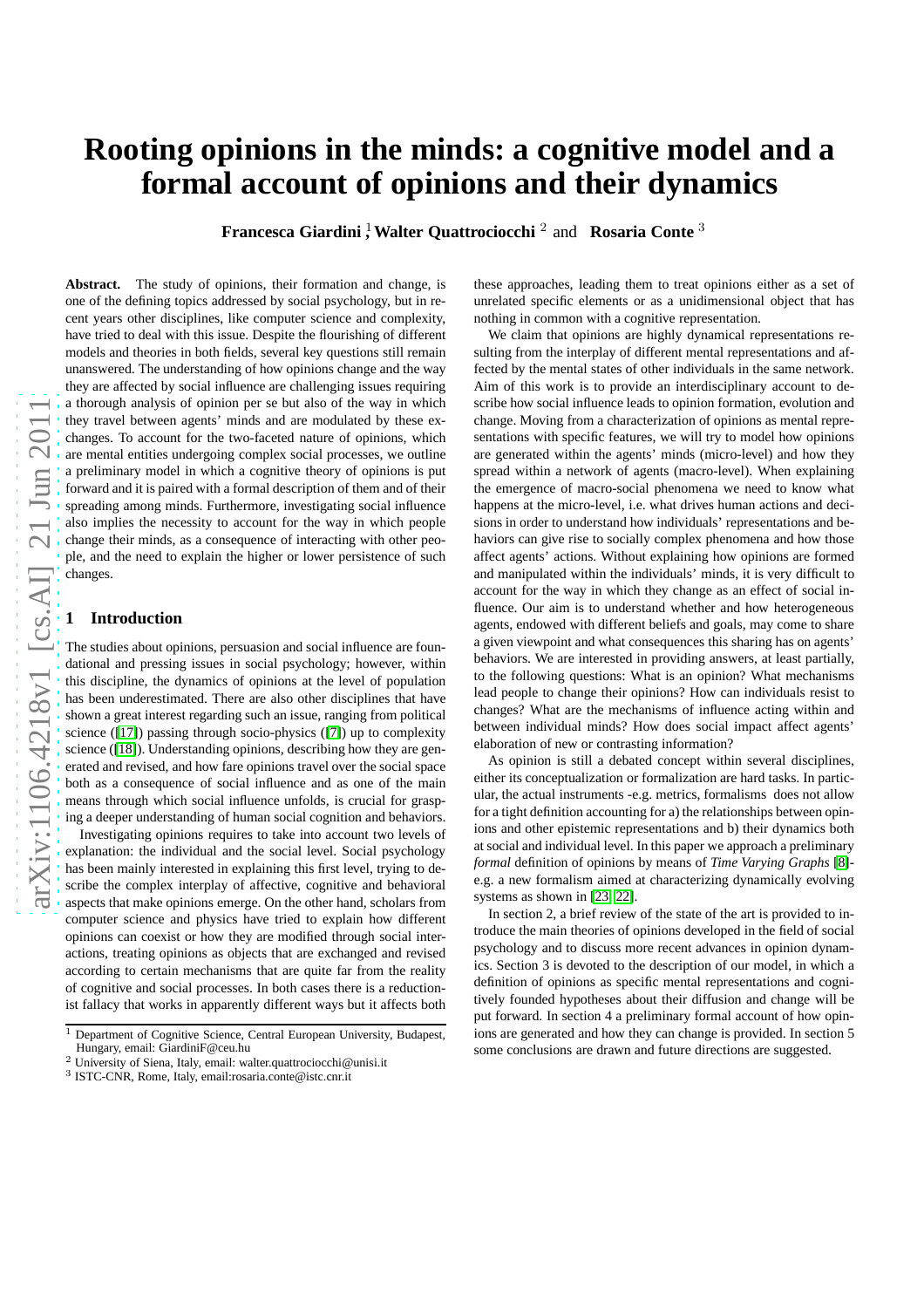# Rooting opinions in the minds: a cognitive model and a formal account of opinions and their dynamics

**Francesca Giardini**[1], **Walter Quattrociocchi**[2] and **Rosaria Conte**[3]

**Abstract.** The study of opinions, their formation and change, is one of the defining topics addressed by social psychology, but in recent years other disciplines, like computer science and complexity, have tried to deal with this issue. Despite the flourishing of different models and theories in both fields, several key questions still remain unanswered. The understanding of how opinions change and the way they are affected by social influence are challenging issues requiring a thorough analysis of opinion per se but also of the way in which they travel between agents' minds and are modulated by these exchanges. To account for the two-faceted nature of opinions, which are mental entities undergoing complex social processes, we outline a preliminary model in which a cognitive theory of opinions is put forward and it is paired with a formal description of them and of their spreading among minds. Furthermore, investigating social influence also implies the necessity to account for the way in which people change their minds, as a consequence of interacting with other people, and the need to explain the higher or lower persistence of such changes.

## 1 Introduction

The studies about opinions, persuasion and social influence are foundational and pressing issues in social psychology; however, within this discipline, the dynamics of opinions at the level of population has been underestimated. There are also other disciplines that have shown a great interest regarding such an issue, ranging from political science ([17]) passing through socio-physics ([7]) up to complexity science ([18]). Understanding opinions, describing how they are generated and revised, and how fare opinions travel over the social space both as a consequence of social influence and as one of the main means through which social influence unfolds, is crucial for grasping a deeper understanding of human social cognition and behaviors.

Investigating opinions requires to take into account two levels of explanation: the individual and the social level. Social psychology has been mainly interested in explaining this first level, trying to describe the complex interplay of affective, cognitive and behavioral aspects that make opinions emerge. On the other hand, scholars from computer science and physics have tried to explain how different opinions can coexist or how they are modified through social interactions, treating opinions as objects that are exchanged and revised according to certain mechanisms that are quite far from the reality of cognitive and social processes. In both cases there is a reductionist fallacy that works in apparently different ways but it affects both these approaches, leading them to treat opinions either as a set of unrelated specific elements or as a unidimensional object that has nothing in common with a cognitive representation.

We claim that opinions are highly dynamical representations resulting from the interplay of different mental representations and affected by the mental states of other individuals in the same network. Aim of this work is to provide an interdisciplinary account to describe how social influence leads to opinion formation, evolution and change. Moving from a characterization of opinions as mental representations with specific features, we will try to model how opinions are generated within the agents' minds (micro-level) and how they spread within a network of agents (macro-level). When explaining the emergence of macro-social phenomena we need to know what happens at the micro-level, i.e. what drives human actions and decisions in order to understand how individuals' representations and behaviors can give rise to socially complex phenomena and how those affect agents' actions. Without explaining how opinions are formed and manipulated within the individuals' minds, it is very difficult to account for the way in which they change as an effect of social influence. Our aim is to understand whether and how heterogeneous agents, endowed with different beliefs and goals, may come to share a given viewpoint and what consequences this sharing has on agents' behaviors. We are interested in providing answers, at least partially, to the following questions: What is an opinion? What mechanisms lead people to change their opinions? How can individuals resist to changes? What are the mechanisms of influence acting within and between individual minds? How does social impact affect agents' elaboration of new or contrasting information?

As opinion is still a debated concept within several disciplines, either its conceptualization or formalization are hard tasks. In particular, the actual instruments -e.g. metrics, formalisms does not allow for a tight definition accounting for a) the relationships between opinions and other epistemic representations and b) their dynamics both at social and individual level. In this paper we approach a preliminary *formal* definition of opinions by means of *Time Varying Graphs* [8]-e.g. a new formalism aimed at characterizing dynamically evolving systems as shown in [23, 22].

In section 2, a brief review of the state of the art is provided to introduce the main theories of opinions developed in the field of social psychology and to discuss more recent advances in opinion dynamics. Section 3 is devoted to the description of our model, in which a definition of opinions as specific mental representations and cognitively founded hypotheses about their diffusion and change will be put forward. In section 4 a preliminary formal account of how opinions are generated and how they can change is provided. In section 5 some conclusions are drawn and future directions are suggested.

---

[1] Department of Cognitive Science, Central European University, Budapest, Hungary, email: GiardiniF@ceu.hu

[2] University of Siena, Italy, email: walter.quattrociocchi@unisi.it

[3] ISTC-CNR, Rome, Italy, email:rosaria.conte@istc.cnr.it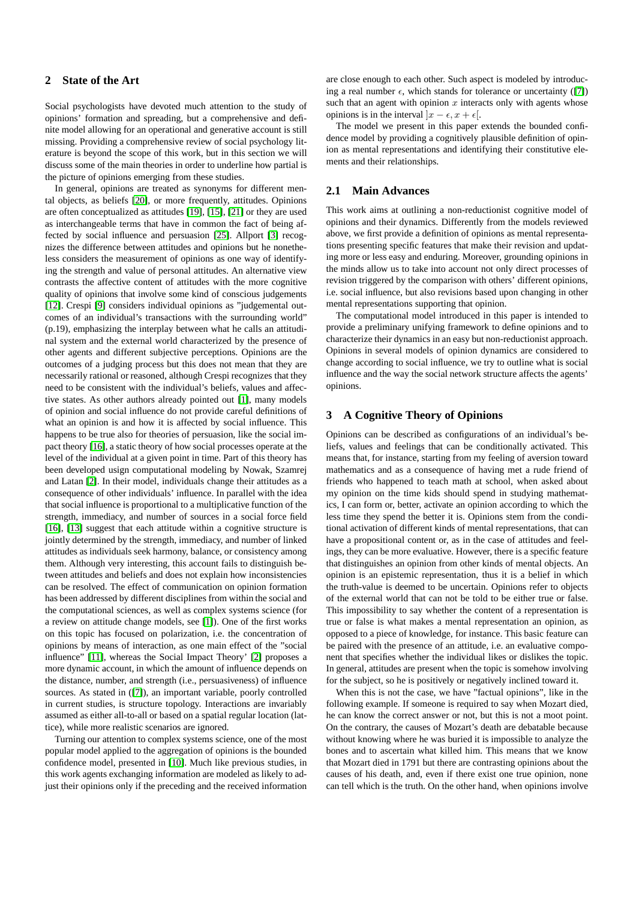## 2 State of the Art

Social psychologists have devoted much attention to the study of opinions' formation and spreading, but a comprehensive and definite model allowing for an operational and generative account is still missing. Providing a comprehensive review of social psychology literature is beyond the scope of this work, but in this section we will discuss some of the main theories in order to underline how partial is the picture of opinions emerging from these studies.

In general, opinions are treated as synonyms for different mental objects, as beliefs [20], or more frequently, attitudes. Opinions are often conceptualized as attitudes [19], [15], [21] or they are used as interchangeable terms that have in common the fact of being affected by social influence and persuasion [25]. Allport [3] recognizes the difference between attitudes and opinions but he nonetheless considers the measurement of opinions as one way of identifying the strength and value of personal attitudes. An alternative view contrasts the affective content of attitudes with the more cognitive quality of opinions that involve some kind of conscious judgements [12]. Crespi [9] considers individual opinions as "judgemental outcomes of an individual's transactions with the surrounding world" (p.19), emphasizing the interplay between what he calls an attitudinal system and the external world characterized by the presence of other agents and different subjective perceptions. Opinions are the outcomes of a judging process but this does not mean that they are necessarily rational or reasoned, although Crespi recognizes that they need to be consistent with the individual's beliefs, values and affective states. As other authors already pointed out [1], many models of opinion and social influence do not provide careful definitions of what an opinion is and how it is affected by social influence. This happens to be true also for theories of persuasion, like the social impact theory [16], a static theory of how social processes operate at the level of the individual at a given point in time. Part of this theory has been developed usign computational modeling by Nowak, Szamrej and Latan [2]. In their model, individuals change their attitudes as a consequence of other individuals' influence. In parallel with the idea that social influence is proportional to a multiplicative function of the strength, immediacy, and number of sources in a social force field [16], [13] suggest that each attitude within a cognitive structure is jointly determined by the strength, immediacy, and number of linked attitudes as individuals seek harmony, balance, or consistency among them. Although very interesting, this account fails to distinguish between attitudes and beliefs and does not explain how inconsistencies can be resolved. The effect of communication on opinion formation has been addressed by different disciplines from within the social and the computational sciences, as well as complex systems science (for a review on attitude change models, see [1]). One of the first works on this topic has focused on polarization, i.e. the concentration of opinions by means of interaction, as one main effect of the "social influence" [11], whereas the Social Impact Theory' [2] proposes a more dynamic account, in which the amount of influence depends on the distance, number, and strength (i.e., persuasiveness) of influence sources. As stated in ([7]), an important variable, poorly controlled in current studies, is structure topology. Interactions are invariably assumed as either all-to-all or based on a spatial regular location (lattice), while more realistic scenarios are ignored.

Turning our attention to complex systems science, one of the most popular model applied to the aggregation of opinions is the bounded confidence model, presented in [10]. Much like previous studies, in this work agents exchanging information are modeled as likely to adjust their opinions only if the preceding and the received information are close enough to each other. Such aspect is modeled by introducing a real number $\epsilon$, which stands for tolerance or uncertainty ([7]) such that an agent with opinion $x$ interacts only with agents whose opinions is in the interval $]x - \epsilon, x + \epsilon[$.

The model we present in this paper extends the bounded confidence model by providing a cognitively plausible definition of opinion as mental representations and identifying their constitutive elements and their relationships.

### 2.1 Main Advances

This work aims at outlining a non-reductionist cognitive model of opinions and their dynamics. Differently from the models reviewed above, we first provide a definition of opinions as mental representations presenting specific features that make their revision and updating more or less easy and enduring. Moreover, grounding opinions in the minds allow us to take into account not only direct processes of revision triggered by the comparison with others' different opinions, i.e. social influence, but also revisions based upon changing in other mental representations supporting that opinion.

The computational model introduced in this paper is intended to provide a preliminary unifying framework to define opinions and to characterize their dynamics in an easy but non-reductionist approach. Opinions in several models of opinion dynamics are considered to change according to social influence, we try to outline what is social influence and the way the social network structure affects the agents' opinions.

## 3 A Cognitive Theory of Opinions

Opinions can be described as configurations of an individual's beliefs, values and feelings that can be conditionally activated. This means that, for instance, starting from my feeling of aversion toward mathematics and as a consequence of having met a rude friend of friends who happened to teach math at school, when asked about my opinion on the time kids should spend in studying mathematics, I can form or, better, activate an opinion according to which the less time they spend the better it is. Opinions stem from the conditional activation of different kinds of mental representations, that can have a propositional content or, as in the case of attitudes and feelings, they can be more evaluative. However, there is a specific feature that distinguishes an opinion from other kinds of mental objects. An opinion is an epistemic representation, thus it is a belief in which the truth-value is deemed to be uncertain. Opinions refer to objects of the external world that can not be told to be either true or false. This impossibility to say whether the content of a representation is true or false is what makes a mental representation an opinion, as opposed to a piece of knowledge, for instance. This basic feature can be paired with the presence of an attitude, i.e. an evaluative component that specifies whether the individual likes or dislikes the topic. In general, attitudes are present when the topic is somehow involving for the subject, so he is positively or negatively inclined toward it.

When this is not the case, we have "factual opinions", like in the following example. If someone is required to say when Mozart died, he can know the correct answer or not, but this is not a moot point. On the contrary, the causes of Mozart's death are debatable because without knowing where he was buried it is impossible to analyze the bones and to ascertain what killed him. This means that we know that Mozart died in 1791 but there are contrasting opinions about the causes of his death, and, even if there exist one true opinion, none can tell which is the truth. On the other hand, when opinions involve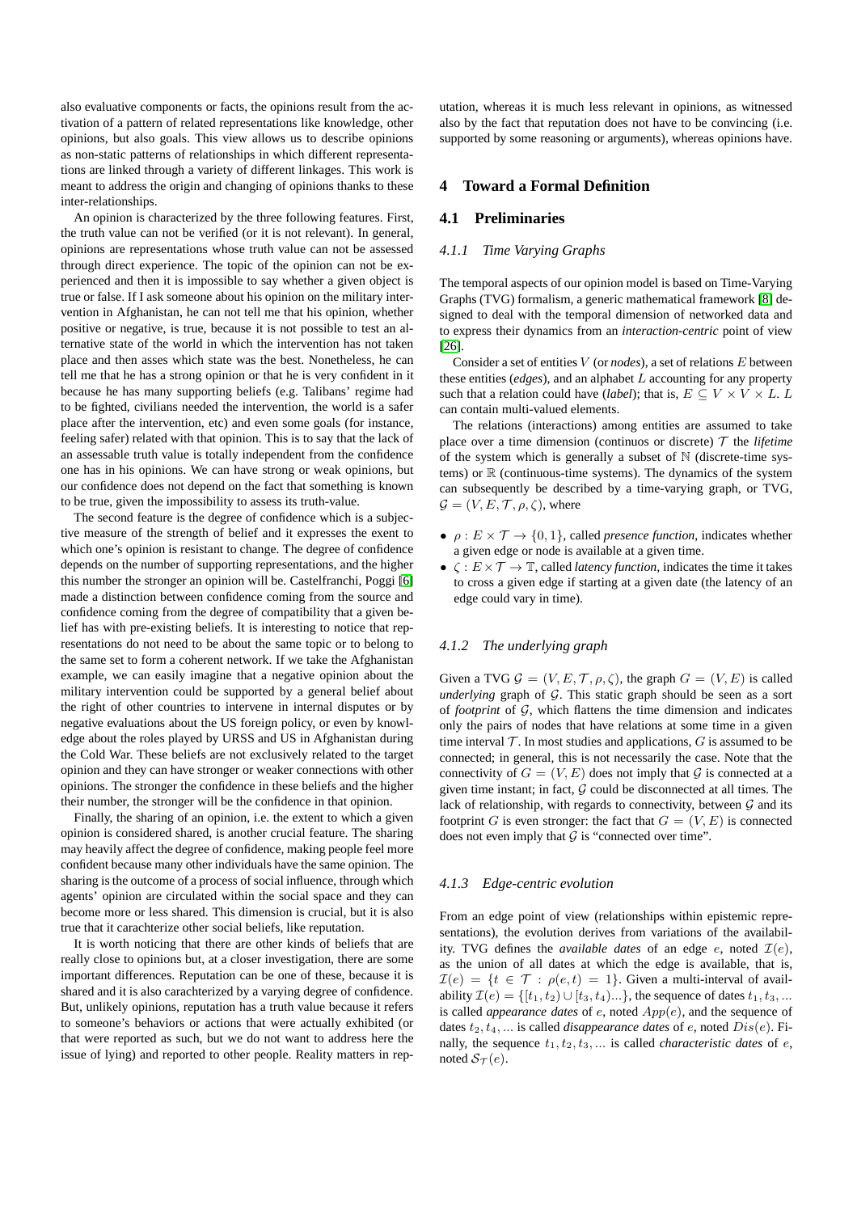also evaluative components or facts, the opinions result from the activation of a pattern of related representations like knowledge, other opinions, but also goals. This view allows us to describe opinions as non-static patterns of relationships in which different representations are linked through a variety of different linkages. This work is meant to address the origin and changing of opinions thanks to these inter-relationships.

An opinion is characterized by the three following features. First, the truth value can not be verified (or it is not relevant). In general, opinions are representations whose truth value can not be assessed through direct experience. The topic of the opinion can not be experienced and then it is impossible to say whether a given object is true or false. If I ask someone about his opinion on the military intervention in Afghanistan, he can not tell me that his opinion, whether positive or negative, is true, because it is not possible to test an alternative state of the world in which the intervention has not taken place and then asses which state was the best. Nonetheless, he can tell me that he has a strong opinion or that he is very confident in it because he has many supporting beliefs (e.g. Talibans' regime had to be fighted, civilians needed the intervention, the world is a safer place after the intervention, etc) and even some goals (for instance, feeling safer) related with that opinion. This is to say that the lack of an assessable truth value is totally independent from the confidence one has in his opinions. We can have strong or weak opinions, but our confidence does not depend on the fact that something is known to be true, given the impossibility to assess its truth-value.

The second feature is the degree of confidence which is a subjective measure of the strength of belief and it expresses the exent to which one's opinion is resistant to change. The degree of confidence depends on the number of supporting representations, and the higher this number the stronger an opinion will be. Castelfranchi, Poggi [6] made a distinction between confidence coming from the source and confidence coming from the degree of compatibility that a given belief has with pre-existing beliefs. It is interesting to notice that representations do not need to be about the same topic or to belong to the same set to form a coherent network. If we take the Afghanistan example, we can easily imagine that a negative opinion about the military intervention could be supported by a general belief about the right of other countries to intervene in internal disputes or by negative evaluations about the US foreign policy, or even by knowledge about the roles played by URSS and US in Afghanistan during the Cold War. These beliefs are not exclusively related to the target opinion and they can have stronger or weaker connections with other opinions. The stronger the confidence in these beliefs and the higher their number, the stronger will be the confidence in that opinion.

Finally, the sharing of an opinion, i.e. the extent to which a given opinion is considered shared, is another crucial feature. The sharing may heavily affect the degree of confidence, making people feel more confident because many other individuals have the same opinion. The sharing is the outcome of a process of social influence, through which agents' opinion are circulated within the social space and they can become more or less shared. This dimension is crucial, but it is also true that it carachterize other social beliefs, like reputation.

It is worth noticing that there are other kinds of beliefs that are really close to opinions but, at a closer investigation, there are some important differences. Reputation can be one of these, because it is shared and it is also carachterized by a varying degree of confidence. But, unlikely opinions, reputation has a truth value because it refers to someone's behaviors or actions that were actually exhibited (or that were reported as such, but we do not want to address here the issue of lying) and reported to other people. Reality matters in reputation, whereas it is much less relevant in opinions, as witnessed also by the fact that reputation does not have to be convincing (i.e. supported by some reasoning or arguments), whereas opinions have.

## 4 Toward a Formal Definition

### 4.1 Preliminaries

#### *4.1.1 Time Varying Graphs*

The temporal aspects of our opinion model is based on Time-Varying Graphs (TVG) formalism, a generic mathematical framework [8] designed to deal with the temporal dimension of networked data and to express their dynamics from an *interaction-centric* point of view [26].

Consider a set of entities $V$ (or *nodes*), a set of relations $E$ between these entities (*edges*), and an alphabet $L$ accounting for any property such that a relation could have (*label*); that is, $E \subseteq V \times V \times L$. $L$ can contain multi-valued elements.

The relations (interactions) among entities are assumed to take place over a time dimension (continuos or discrete) $\mathcal{T}$ the *lifetime* of the system which is generally a subset of $\mathbb{N}$ (discrete-time systems) or $\mathbb{R}$ (continuous-time systems). The dynamics of the system can subsequently be described by a time-varying graph, or TVG, $\mathcal{G} = (V, E, \mathcal{T}, \rho, \zeta)$, where

- $\rho : E \times \mathcal{T} \rightarrow \{0, 1\}$, called *presence function*, indicates whether a given edge or node is available at a given time.
- $\zeta : E \times \mathcal{T} \rightarrow \mathbb{T}$, called *latency function*, indicates the time it takes to cross a given edge if starting at a given date (the latency of an edge could vary in time).

#### *4.1.2 The underlying graph*

Given a TVG $\mathcal{G} = (V, E, \mathcal{T}, \rho, \zeta)$, the graph $G = (V, E)$ is called *underlying* graph of $\mathcal{G}$. This static graph should be seen as a sort of *footprint* of $\mathcal{G}$, which flattens the time dimension and indicates only the pairs of nodes that have relations at some time in a given time interval $\mathcal{T}$. In most studies and applications, $G$ is assumed to be connected; in general, this is not necessarily the case. Note that the connectivity of $G = (V, E)$ does not imply that $\mathcal{G}$ is connected at a given time instant; in fact, $\mathcal{G}$ could be disconnected at all times. The lack of relationship, with regards to connectivity, between $\mathcal{G}$ and its footprint $G$ is even stronger: the fact that $G = (V, E)$ is connected does not even imply that $\mathcal{G}$ is "connected over time".

#### *4.1.3 Edge-centric evolution*

From an edge point of view (relationships within epistemic representations), the evolution derives from variations of the availability. TVG defines the *available dates* of an edge $e$, noted $\mathcal{I}(e)$, as the union of all dates at which the edge is available, that is, $\mathcal{I}(e) = \{t \in \mathcal{T} : \rho(e, t) = 1\}$. Given a multi-interval of availability $\mathcal{I}(e) = \{[t_1, t_2) \cup [t_3, t_4)...\}$, the sequence of dates $t_1, t_3, ...$ is called *appearance dates* of $e$, noted $App(e)$, and the sequence of dates $t_2, t_4, ...$ is called *disappearance dates* of $e$, noted $Dis(e)$. Finally, the sequence $t_1, t_2, t_3, ...$ is called *characteristic dates* of $e$, noted $\mathcal{S}_{\mathcal{T}}(e)$.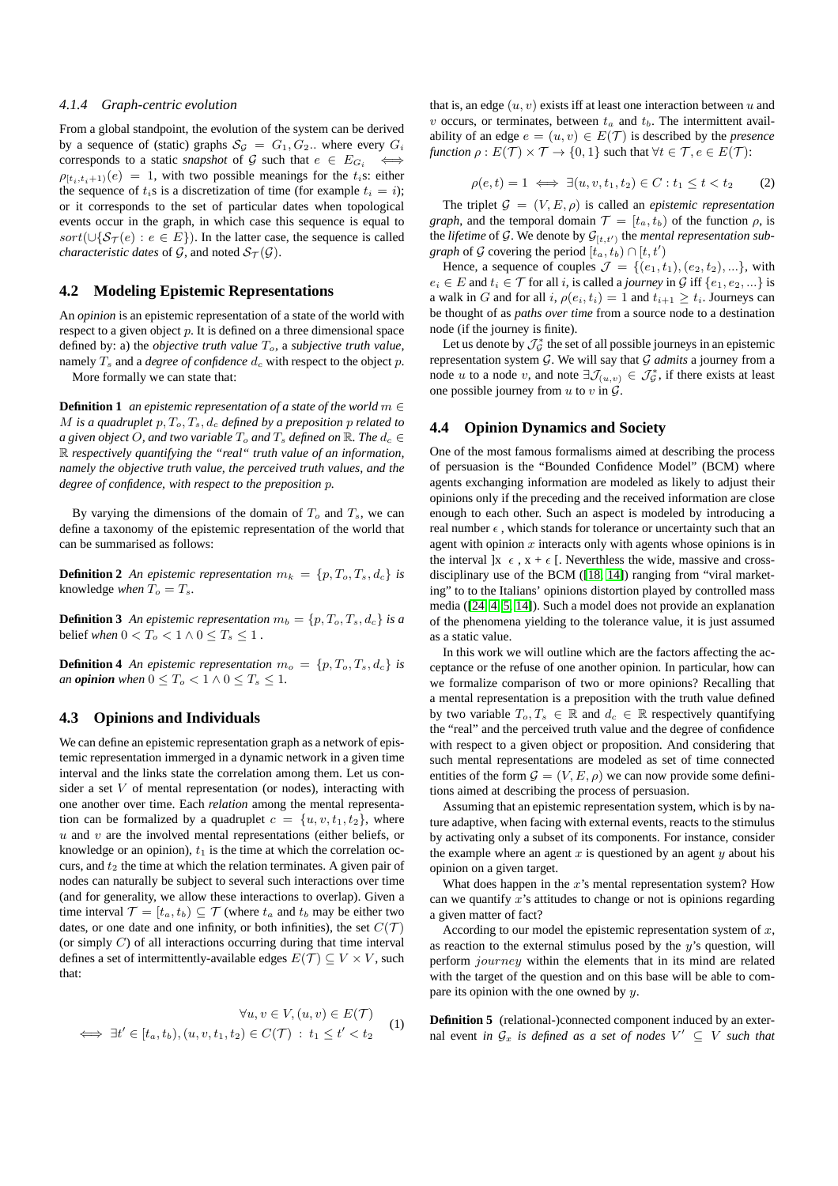#### 4.1.4 Graph-centric evolution

From a global standpoint, the evolution of the system can be derived by a sequence of (static) graphs $\mathcal{S}_\mathcal{G} = G_1, G_2..$ where every $G_i$ corresponds to a static *snapshot* of $\mathcal{G}$ such that $e \in E_{G_i} \iff \rho_{[t_i,t_i+1)}(e) = 1$, with two possible meanings for the $t_i$s: either the sequence of $t_i$s is a discretization of time (for example $t_i = i$); or it corresponds to the set of particular dates when topological events occur in the graph, in which case this sequence is equal to $sort(\cup\{\mathcal{S}_\mathcal{T}(e) : e \in E\})$. In the latter case, the sequence is called *characteristic dates* of $\mathcal{G}$, and noted $\mathcal{S}_\mathcal{T}(\mathcal{G})$.

### 4.2 Modeling Epistemic Representations

An *opinion* is an epistemic representation of a state of the world with respect to a given object $p$. It is defined on a three dimensional space defined by: a) the *objective truth value* $T_o$, a *subjective truth value*, namely $T_s$ and a *degree of confidence* $d_c$ with respect to the object $p$.

More formally we can state that:

**Definition 1** *an epistemic representation of a state of the world $m \in M$ is a quadruplet $p, T_o, T_s, d_c$ defined by a preposition $p$ related to a given object $O$, and two variable $T_o$ and $T_s$ defined on $\mathbb{R}$. The $d_c \in \mathbb{R}$ respectively quantifying the "real" truth value of an information, namely the objective truth value, the perceived truth values, and the degree of confidence, with respect to the preposition $p$.*

By varying the dimensions of the domain of $T_o$ and $T_s$, we can define a taxonomy of the epistemic representation of the world that can be summarised as follows:

**Definition 2** *An epistemic representation $m_k = \{p, T_o, T_s, d_c\}$ is* knowledge *when $T_o = T_s$.*

**Definition 3** *An epistemic representation $m_b = \{p, T_o, T_s, d_c\}$ is a* belief *when $0 < T_o < 1 \land 0 \leq T_s \leq 1$ .*

**Definition 4** *An epistemic representation $m_o = \{p, T_o, T_s, d_c\}$ is an* ***opinion*** *when $0 \leq T_o < 1 \land 0 \leq T_s \leq 1$.*

### 4.3 Opinions and Individuals

We can define an epistemic representation graph as a network of epistemic representation immerged in a dynamic network in a given time interval and the links state the correlation among them. Let us consider a set $V$ of mental representation (or nodes), interacting with one another over time. Each *relation* among the mental representation can be formalized by a quadruplet $c = \{u, v, t_1, t_2\}$, where $u$ and $v$ are the involved mental representations (either beliefs, or knowledge or an opinion), $t_1$ is the time at which the correlation occurs, and $t_2$ the time at which the relation terminates. A given pair of nodes can naturally be subject to several such interactions over time (and for generality, we allow these interactions to overlap). Given a time interval $\mathcal{T} = [t_a, t_b) \subseteq \mathcal{T}$ (where $t_a$ and $t_b$ may be either two dates, or one date and one infinity, or both infinities), the set $C(\mathcal{T})$ (or simply $C$) of all interactions occurring during that time interval defines a set of intermittently-available edges $E(\mathcal{T}) \subseteq V \times V$, such that:

$$\forall u, v \in V, (u, v) \in E(\mathcal{T}) \iff \exists t' \in [t_a, t_b), (u, v, t_1, t_2) \in C(\mathcal{T}) \ : \ t_1 \leq t' < t_2 \quad (1)$$

that is, an edge $(u, v)$ exists iff at least one interaction between $u$ and $v$ occurs, or terminates, between $t_a$ and $t_b$. The intermittent availability of an edge $e = (u, v) \in E(\mathcal{T})$ is described by the *presence function* $\rho : E(\mathcal{T}) \times \mathcal{T} \to \{0, 1\}$ such that $\forall t \in \mathcal{T}, e \in E(\mathcal{T})$:

$$\rho(e, t) = 1 \iff \exists(u, v, t_1, t_2) \in C : t_1 \leq t < t_2 \quad (2)$$

The triplet $\mathcal{G} = (V, E, \rho)$ is called an *epistemic representation graph*, and the temporal domain $\mathcal{T} = [t_a, t_b)$ of the function $\rho$, is the *lifetime* of $\mathcal{G}$. We denote by $\mathcal{G}_{[t,t')}$ the *mental representation subgraph* of $\mathcal{G}$ covering the period $[t_a, t_b) \cap [t, t')$

Hence, a sequence of couples $\mathcal{J} = \{(e_1, t_1), (e_2, t_2), ...\}$, with $e_i \in E$ and $t_i \in \mathcal{T}$ for all $i$, is called a *journey* in $\mathcal{G}$ iff $\{e_1, e_2, ...\}$ is a walk in $G$ and for all $i$, $\rho(e_i, t_i) = 1$ and $t_{i+1} \geq t_i$. Journeys can be thought of as *paths over time* from a source node to a destination node (if the journey is finite).

Let us denote by $\mathcal{J}^*_\mathcal{G}$ the set of all possible journeys in an epistemic representation system $\mathcal{G}$. We will say that $\mathcal{G}$ *admits* a journey from a node $u$ to a node $v$, and note $\exists\mathcal{J}_{(u,v)} \in \mathcal{J}^*_\mathcal{G}$, if there exists at least one possible journey from $u$ to $v$ in $\mathcal{G}$.

### 4.4 Opinion Dynamics and Society

One of the most famous formalisms aimed at describing the process of persuasion is the "Bounded Confidence Model" (BCM) where agents exchanging information are modeled as likely to adjust their opinions only if the preceding and the received information are close enough to each other. Such an aspect is modeled by introducing a real number $\epsilon$ , which stands for tolerance or uncertainty such that an agent with opinion $x$ interacts only with agents whose opinions is in the interval ]x $\epsilon$ , x + $\epsilon$ [. Neverthless the wide, massive and cross-disciplinary use of the BCM ([18, 14]) ranging from "viral marketing" to to the Italians' opinions distortion played by controlled mass media ([24, 4, 5, 14]). Such a model does not provide an explanation of the phenomena yielding to the tolerance value, it is just assumed as a static value.

In this work we will outline which are the factors affecting the acceptance or the refuse of one another opinion. In particular, how can we formalize comparison of two or more opinions? Recalling that a mental representation is a preposition with the truth value defined by two variable $T_o, T_s \in \mathbb{R}$ and $d_c \in \mathbb{R}$ respectively quantifying the "real" and the perceived truth value and the degree of confidence with respect to a given object or proposition. And considering that such mental representations are modeled as set of time connected entities of the form $\mathcal{G} = (V, E, \rho)$ we can now provide some definitions aimed at describing the process of persuasion.

Assuming that an epistemic representation system, which is by nature adaptive, when facing with external events, reacts to the stimulus by activating only a subset of its components. For instance, consider the example where an agent $x$ is questioned by an agent $y$ about his opinion on a given target.

What does happen in the $x$'s mental representation system? How can we quantify $x$'s attitudes to change or not is opinions regarding a given matter of fact?

According to our model the epistemic representation system of $x$, as reaction to the external stimulus posed by the $y$'s question, will perform $journey$ within the elements that in its mind are related with the target of the question and on this base will be able to compare its opinion with the one owned by $y$.

**Definition 5** (relational-)connected component induced by an external event *in $\mathcal{G}_x$ is defined as a set of nodes $V' \subseteq V$ such that*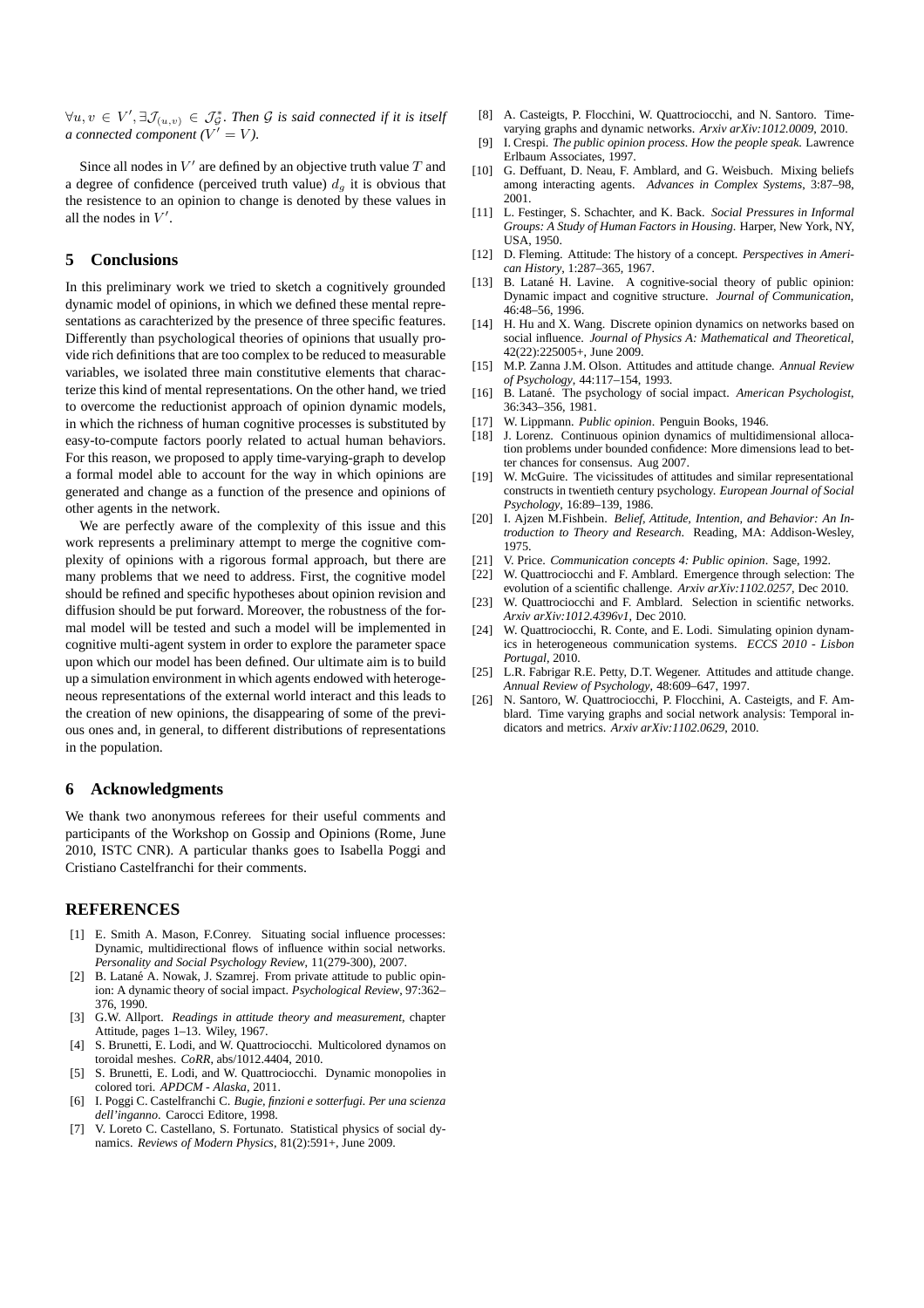$\forall u, v \in V', \exists \mathcal{J}_{(u,v)} \in \mathcal{J}^*_{\mathcal{G}}$. *Then $\mathcal{G}$ is said connected if it is itself a connected component ($V' = V$).*

Since all nodes in $V'$ are defined by an objective truth value $T$ and a degree of confidence (perceived truth value) $d_g$ it is obvious that the resistence to an opinion to change is denoted by these values in all the nodes in $V'$.

## 5 Conclusions

In this preliminary work we tried to sketch a cognitively grounded dynamic model of opinions, in which we defined these mental representations as carachterized by the presence of three specific features. Differently than psychological theories of opinions that usually provide rich definitions that are too complex to be reduced to measurable variables, we isolated three main constitutive elements that characterize this kind of mental representations. On the other hand, we tried to overcome the reductionist approach of opinion dynamic models, in which the richness of human cognitive processes is substituted by easy-to-compute factors poorly related to actual human behaviors. For this reason, we proposed to apply time-varying-graph to develop a formal model able to account for the way in which opinions are generated and change as a function of the presence and opinions of other agents in the network.

We are perfectly aware of the complexity of this issue and this work represents a preliminary attempt to merge the cognitive complexity of opinions with a rigorous formal approach, but there are many problems that we need to address. First, the cognitive model should be refined and specific hypotheses about opinion revision and diffusion should be put forward. Moreover, the robustness of the formal model will be tested and such a model will be implemented in cognitive multi-agent system in order to explore the parameter space upon which our model has been defined. Our ultimate aim is to build up a simulation environment in which agents endowed with heterogeneous representations of the external world interact and this leads to the creation of new opinions, the disappearing of some of the previous ones and, in general, to different distributions of representations in the population.

## 6 Acknowledgments

We thank two anonymous referees for their useful comments and participants of the Workshop on Gossip and Opinions (Rome, June 2010, ISTC CNR). A particular thanks goes to Isabella Poggi and Cristiano Castelfranchi for their comments.

## REFERENCES

[1] E. Smith A. Mason, F.Conrey. Situating social influence processes: Dynamic, multidirectional flows of influence within social networks. *Personality and Social Psychology Review*, 11(279-300), 2007.

[2] B. Latané A. Nowak, J. Szamrej. From private attitude to public opinion: A dynamic theory of social impact. *Psychological Review*, 97:362–376, 1990.

[3] G.W. Allport. *Readings in attitude theory and measurement*, chapter Attitude, pages 1–13. Wiley, 1967.

[4] S. Brunetti, E. Lodi, and W. Quattrociocchi. Multicolored dynamos on toroidal meshes. *CoRR*, abs/1012.4404, 2010.

[5] S. Brunetti, E. Lodi, and W. Quattrociocchi. Dynamic monopolies in colored tori. *APDCM - Alaska*, 2011.

[6] I. Poggi C. Castelfranchi C. *Bugie, finzioni e sotterfugi. Per una scienza dell'inganno*. Carocci Editore, 1998.

[7] V. Loreto C. Castellano, S. Fortunato. Statistical physics of social dynamics. *Reviews of Modern Physics*, 81(2):591+, June 2009.

[8] A. Casteigts, P. Flocchini, W. Quattrociocchi, and N. Santoro. Time-varying graphs and dynamic networks. *Arxiv arXiv:1012.0009*, 2010.

[9] I. Crespi. *The public opinion process. How the people speak.* Lawrence Erlbaum Associates, 1997.

[10] G. Deffuant, D. Neau, F. Amblard, and G. Weisbuch. Mixing beliefs among interacting agents. *Advances in Complex Systems*, 3:87–98, 2001.

[11] L. Festinger, S. Schachter, and K. Back. *Social Pressures in Informal Groups: A Study of Human Factors in Housing*. Harper, New York, NY, USA, 1950.

[12] D. Fleming. Attitude: The history of a concept. *Perspectives in American History*, 1:287–365, 1967.

[13] B. Latané H. Lavine. A cognitive-social theory of public opinion: Dynamic impact and cognitive structure. *Journal of Communication*, 46:48–56, 1996.

[14] H. Hu and X. Wang. Discrete opinion dynamics on networks based on social influence. *Journal of Physics A: Mathematical and Theoretical*, 42(22):225005+, June 2009.

[15] M.P. Zanna J.M. Olson. Attitudes and attitude change. *Annual Review of Psychology*, 44:117–154, 1993.

[16] B. Latané. The psychology of social impact. *American Psychologist*, 36:343–356, 1981.

[17] W. Lippmann. *Public opinion*. Penguin Books, 1946.

[18] J. Lorenz. Continuous opinion dynamics of multidimensional allocation problems under bounded confidence: More dimensions lead to better chances for consensus. Aug 2007.

[19] W. McGuire. The vicissitudes of attitudes and similar representational constructs in twentieth century psychology. *European Journal of Social Psychology*, 16:89–139, 1986.

[20] I. Ajzen M.Fishbein. *Belief, Attitude, Intention, and Behavior: An Introduction to Theory and Research*. Reading, MA: Addison-Wesley, 1975.

[21] V. Price. *Communication concepts 4: Public opinion*. Sage, 1992.

[22] W. Quattrociocchi and F. Amblard. Emergence through selection: The evolution of a scientific challenge. *Arxiv arXiv:1102.0257*, Dec 2010.

[23] W. Quattrociocchi and F. Amblard. Selection in scientific networks. *Arxiv arXiv:1012.4396v1*, Dec 2010.

[24] W. Quattrociocchi, R. Conte, and E. Lodi. Simulating opinion dynamics in heterogeneous communication systems. *ECCS 2010 - Lisbon Portugal*, 2010.

[25] L.R. Fabrigar R.E. Petty, D.T. Wegener. Attitudes and attitude change. *Annual Review of Psychology*, 48:609–647, 1997.

[26] N. Santoro, W. Quattrociocchi, P. Flocchini, A. Casteigts, and F. Amblard. Time varying graphs and social network analysis: Temporal indicators and metrics. *Arxiv arXiv:1102.0629*, 2010.